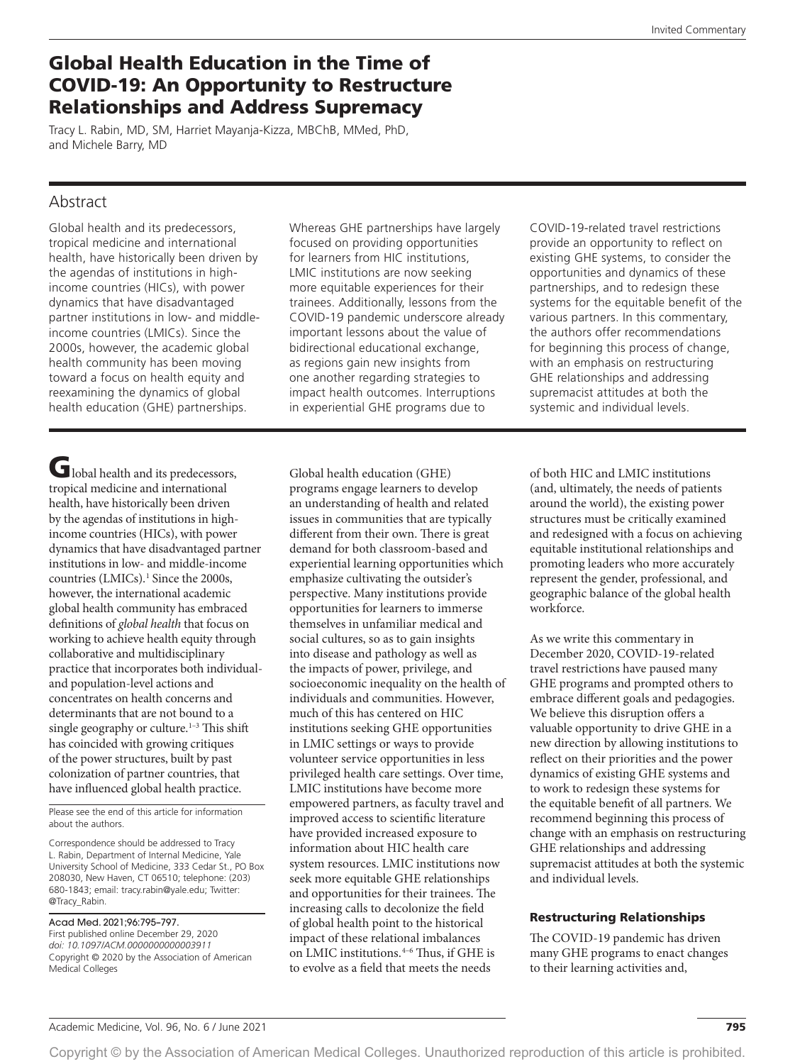# Global Health Education in the Time of COVID-19: An Opportunity to Restructure Relationships and Address Supremacy

Tracy L. Rabin, MD, SM, Harriet Mayanja-Kizza, MBChB, MMed, PhD, and Michele Barry, MD

## Abstract

Global health and its predecessors, tropical medicine and international health, have historically been driven by the agendas of institutions in high-income countries (HICs), with power dynamics that have disadvantaged partner institutions in low- and middle-income countries (LMICs). Since the 2000s, however, the academic global health community has been moving toward a focus on health equity and reexamining the dynamics of global health education (GHE) partnerships. Whereas GHE partnerships have largely focused on providing opportunities for learners from HIC institutions, LMIC institutions are now seeking more equitable experiences for their trainees. Additionally, lessons from the COVID-19 pandemic underscore already important lessons about the value of bidirectional educational exchange, as regions gain new insights from one another regarding strategies to impact health outcomes. Interruptions in experiential GHE programs due to COVID-19-related travel restrictions provide an opportunity to reflect on existing GHE systems, to consider the opportunities and dynamics of these partnerships, and to redesign these systems for the equitable benefit of the various partners. In this commentary, the authors offer recommendations for beginning this process of change, with an emphasis on restructuring GHE relationships and addressing supremacist attitudes at both the systemic and individual levels.

Global health and its predecessors, tropical medicine and international health, have historically been driven by the agendas of institutions in high-income countries (HICs), with power dynamics that have disadvantaged partner institutions in low- and middle-income countries (LMICs).[1] Since the 2000s, however, the international academic global health community has embraced definitions of *global health* that focus on working to achieve health equity through collaborative and multidisciplinary practice that incorporates both individual- and population-level actions and concentrates on health concerns and determinants that are not bound to a single geography or culture.[1–3] This shift has coincided with growing critiques of the power structures, built by past colonization of partner countries, that have influenced global health practice.

Please see the end of this article for information about the authors.

Correspondence should be addressed to Tracy L. Rabin, Department of Internal Medicine, Yale University School of Medicine, 333 Cedar St., PO Box 208030, New Haven, CT 06510; telephone: (203) 680-1843; email: tracy.rabin@yale.edu; Twitter: @Tracy_Rabin.

Acad Med. 2021;96:795–797.
First published online December 29, 2020
*doi: 10.1097/ACM.0000000000003911*
Copyright © 2020 by the Association of American Medical Colleges

Global health education (GHE) programs engage learners to develop an understanding of health and related issues in communities that are typically different from their own. There is great demand for both classroom-based and experiential learning opportunities which emphasize cultivating the outsider's perspective. Many institutions provide opportunities for learners to immerse themselves in unfamiliar medical and social cultures, so as to gain insights into disease and pathology as well as the impacts of power, privilege, and socioeconomic inequality on the health of individuals and communities. However, much of this has centered on HIC institutions seeking GHE opportunities in LMIC settings or ways to provide volunteer service opportunities in less privileged health care settings. Over time, LMIC institutions have become more empowered partners, as faculty travel and improved access to scientific literature have provided increased exposure to information about HIC health care system resources. LMIC institutions now seek more equitable GHE relationships and opportunities for their trainees. The increasing calls to decolonize the field of global health point to the historical impact of these relational imbalances on LMIC institutions.[4–6] Thus, if GHE is to evolve as a field that meets the needs of both HIC and LMIC institutions (and, ultimately, the needs of patients around the world), the existing power structures must be critically examined and redesigned with a focus on achieving equitable institutional relationships and promoting leaders who more accurately represent the gender, professional, and geographic balance of the global health workforce.

As we write this commentary in December 2020, COVID-19-related travel restrictions have paused many GHE programs and prompted others to embrace different goals and pedagogies. We believe this disruption offers a valuable opportunity to drive GHE in a new direction by allowing institutions to reflect on their priorities and the power dynamics of existing GHE systems and to work to redesign these systems for the equitable benefit of all partners. We recommend beginning this process of change with an emphasis on restructuring GHE relationships and addressing supremacist attitudes at both the systemic and individual levels.

### Restructuring Relationships

The COVID-19 pandemic has driven many GHE programs to enact changes to their learning activities and,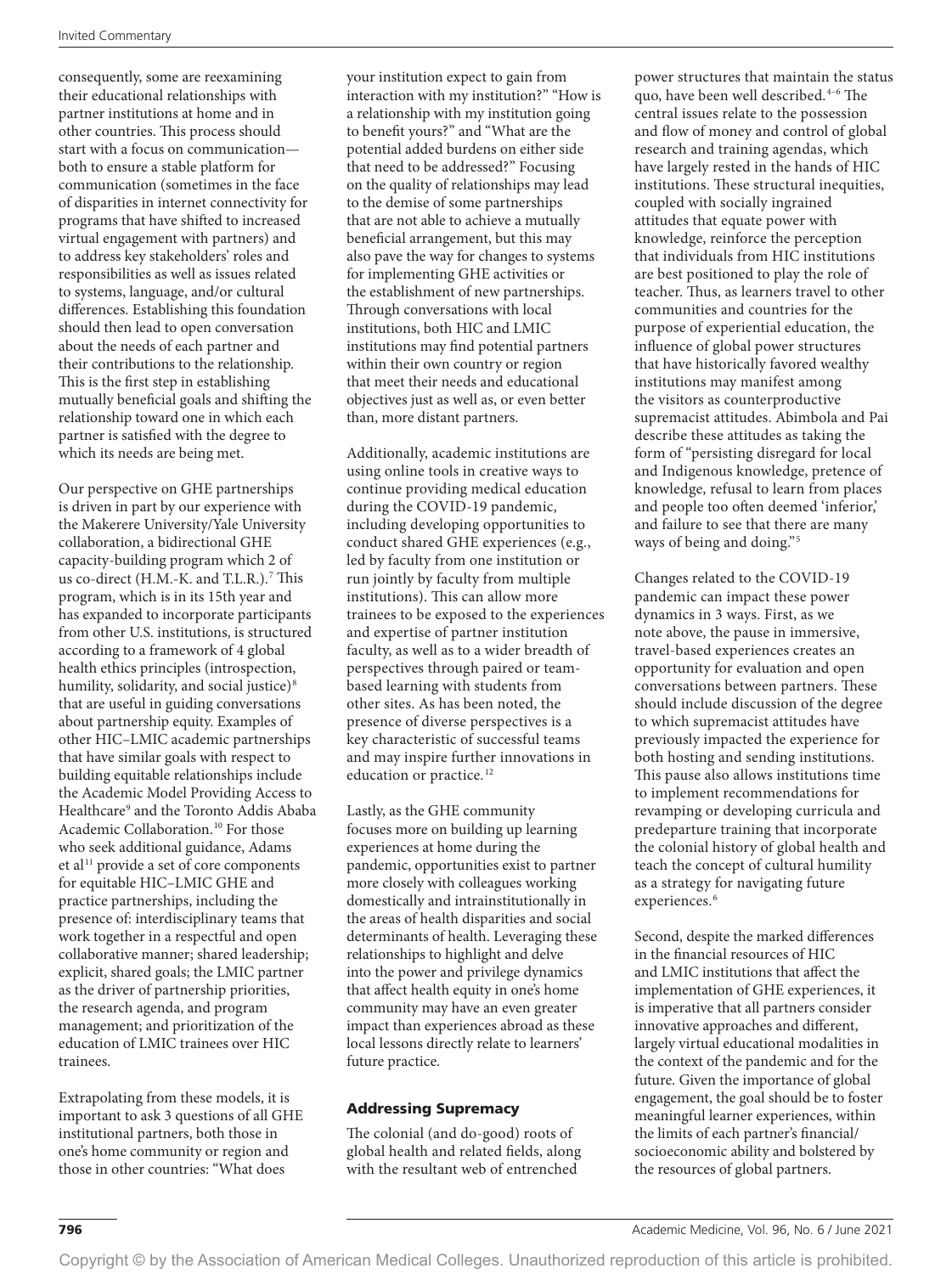consequently, some are reexamining their educational relationships with partner institutions at home and in other countries. This process should start with a focus on communication—both to ensure a stable platform for communication (sometimes in the face of disparities in internet connectivity for programs that have shifted to increased virtual engagement with partners) and to address key stakeholders' roles and responsibilities as well as issues related to systems, language, and/or cultural differences. Establishing this foundation should then lead to open conversation about the needs of each partner and their contributions to the relationship. This is the first step in establishing mutually beneficial goals and shifting the relationship toward one in which each partner is satisfied with the degree to which its needs are being met.

Our perspective on GHE partnerships is driven in part by our experience with the Makerere University/Yale University collaboration, a bidirectional GHE capacity-building program which 2 of us co-direct (H.M.-K. and T.L.R.).[7] This program, which is in its 15th year and has expanded to incorporate participants from other U.S. institutions, is structured according to a framework of 4 global health ethics principles (introspection, humility, solidarity, and social justice)[8] that are useful in guiding conversations about partnership equity. Examples of other HIC–LMIC academic partnerships that have similar goals with respect to building equitable relationships include the Academic Model Providing Access to Healthcare[9] and the Toronto Addis Ababa Academic Collaboration.[10] For those who seek additional guidance, Adams et al[11] provide a set of core components for equitable HIC–LMIC GHE and practice partnerships, including the presence of: interdisciplinary teams that work together in a respectful and open collaborative manner; shared leadership; explicit, shared goals; the LMIC partner as the driver of partnership priorities, the research agenda, and program management; and prioritization of the education of LMIC trainees over HIC trainees.

Extrapolating from these models, it is important to ask 3 questions of all GHE institutional partners, both those in one's home community or region and those in other countries: "What does your institution expect to gain from interaction with my institution?" "How is a relationship with my institution going to benefit yours?" and "What are the potential added burdens on either side that need to be addressed?" Focusing on the quality of relationships may lead to the demise of some partnerships that are not able to achieve a mutually beneficial arrangement, but this may also pave the way for changes to systems for implementing GHE activities or the establishment of new partnerships. Through conversations with local institutions, both HIC and LMIC institutions may find potential partners within their own country or region that meet their needs and educational objectives just as well as, or even better than, more distant partners.

Additionally, academic institutions are using online tools in creative ways to continue providing medical education during the COVID-19 pandemic, including developing opportunities to conduct shared GHE experiences (e.g., led by faculty from one institution or run jointly by faculty from multiple institutions). This can allow more trainees to be exposed to the experiences and expertise of partner institution faculty, as well as to a wider breadth of perspectives through paired or team-based learning with students from other sites. As has been noted, the presence of diverse perspectives is a key characteristic of successful teams and may inspire further innovations in education or practice.[12]

Lastly, as the GHE community focuses more on building up learning experiences at home during the pandemic, opportunities exist to partner more closely with colleagues working domestically and intrainstitutionally in the areas of health disparities and social determinants of health. Leveraging these relationships to highlight and delve into the power and privilege dynamics that affect health equity in one's home community may have an even greater impact than experiences abroad as these local lessons directly relate to learners' future practice.

## Addressing Supremacy

The colonial (and do-good) roots of global health and related fields, along with the resultant web of entrenched power structures that maintain the status quo, have been well described.[4–6] The central issues relate to the possession and flow of money and control of global research and training agendas, which have largely rested in the hands of HIC institutions. These structural inequities, coupled with socially ingrained attitudes that equate power with knowledge, reinforce the perception that individuals from HIC institutions are best positioned to play the role of teacher. Thus, as learners travel to other communities and countries for the purpose of experiential education, the influence of global power structures that have historically favored wealthy institutions may manifest among the visitors as counterproductive supremacist attitudes. Abimbola and Pai describe these attitudes as taking the form of "persisting disregard for local and Indigenous knowledge, pretence of knowledge, refusal to learn from places and people too often deemed 'inferior,' and failure to see that there are many ways of being and doing."[5]

Changes related to the COVID-19 pandemic can impact these power dynamics in 3 ways. First, as we note above, the pause in immersive, travel-based experiences creates an opportunity for evaluation and open conversations between partners. These should include discussion of the degree to which supremacist attitudes have previously impacted the experience for both hosting and sending institutions. This pause also allows institutions time to implement recommendations for revamping or developing curricula and predeparture training that incorporate the colonial history of global health and teach the concept of cultural humility as a strategy for navigating future experiences.[6]

Second, despite the marked differences in the financial resources of HIC and LMIC institutions that affect the implementation of GHE experiences, it is imperative that all partners consider innovative approaches and different, largely virtual educational modalities in the context of the pandemic and for the future. Given the importance of global engagement, the goal should be to foster meaningful learner experiences, within the limits of each partner's financial/socioeconomic ability and bolstered by the resources of global partners.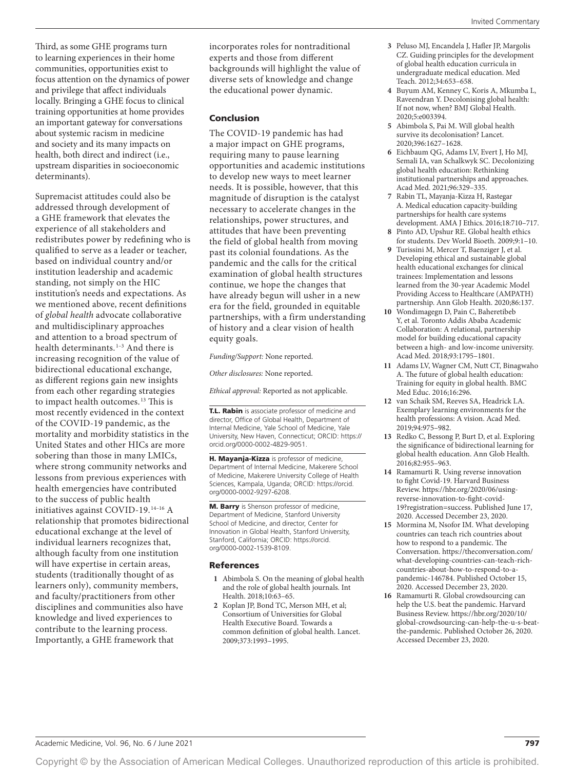Third, as some GHE programs turn to learning experiences in their home communities, opportunities exist to focus attention on the dynamics of power and privilege that affect individuals locally. Bringing a GHE focus to clinical training opportunities at home provides an important gateway for conversations about systemic racism in medicine and society and its many impacts on health, both direct and indirect (i.e., upstream disparities in socioeconomic determinants).

Supremacist attitudes could also be addressed through development of a GHE framework that elevates the experience of all stakeholders and redistributes power by redefining who is qualified to serve as a leader or teacher, based on individual country and/or institution leadership and academic standing, not simply on the HIC institution's needs and expectations. As we mentioned above, recent definitions of *global health* advocate collaborative and multidisciplinary approaches and attention to a broad spectrum of health determinants.[1–3] And there is increasing recognition of the value of bidirectional educational exchange, as different regions gain new insights from each other regarding strategies to impact health outcomes.[13] This is most recently evidenced in the context of the COVID-19 pandemic, as the mortality and morbidity statistics in the United States and other HICs are more sobering than those in many LMICs, where strong community networks and lessons from previous experiences with health emergencies have contributed to the success of public health initiatives against COVID-19.[14–16] A relationship that promotes bidirectional educational exchange at the level of individual learners recognizes that, although faculty from one institution will have expertise in certain areas, students (traditionally thought of as learners only), community members, and faculty/practitioners from other disciplines and communities also have knowledge and lived experiences to contribute to the learning process. Importantly, a GHE framework that incorporates roles for nontraditional experts and those from different backgrounds will highlight the value of diverse sets of knowledge and change the educational power dynamic.

## Conclusion

The COVID-19 pandemic has had a major impact on GHE programs, requiring many to pause learning opportunities and academic institutions to develop new ways to meet learner needs. It is possible, however, that this magnitude of disruption is the catalyst necessary to accelerate changes in the relationships, power structures, and attitudes that have been preventing the field of global health from moving past its colonial foundations. As the pandemic and the calls for the critical examination of global health structures continue, we hope the changes that have already begun will usher in a new era for the field, grounded in equitable partnerships, with a firm understanding of history and a clear vision of health equity goals.

*Funding/Support:* None reported.

*Other disclosures:* None reported.

*Ethical approval:* Reported as not applicable.

**T.L. Rabin** is associate professor of medicine and director, Office of Global Health, Department of Internal Medicine, Yale School of Medicine, Yale University, New Haven, Connecticut; ORCID: https://orcid.org/0000-0002-4829-9051.

**H. Mayanja-Kizza** is professor of medicine, Department of Internal Medicine, Makerere School of Medicine, Makerere University College of Health Sciences, Kampala, Uganda; ORCID: https://orcid.org/0000-0002-9297-6208.

**M. Barry** is Shenson professor of medicine, Department of Medicine, Stanford University School of Medicine, and director, Center for Innovation in Global Health, Stanford University, Stanford, California; ORCID: https://orcid.org/0000-0002-1539-8109.

## References

1. Abimbola S. On the meaning of global health and the role of global health journals. Int Health. 2018;10:63–65.
2. Koplan JP, Bond TC, Merson MH, et al; Consortium of Universities for Global Health Executive Board. Towards a common definition of global health. Lancet. 2009;373:1993–1995.
3. Peluso MJ, Encandela J, Hafler JP, Margolis CZ. Guiding principles for the development of global health education curricula in undergraduate medical education. Med Teach. 2012;34:653–658.
4. Buyum AM, Kenney C, Koris A, Mkumba L, Raveendran Y. Decolonising global health: If not now, when? BMJ Global Health. 2020;5:e003394.
5. Abimbola S, Pai M. Will global health survive its decolonisation? Lancet. 2020;396:1627–1628.
6. Eichbaum QG, Adams LV, Evert J, Ho MJ, Semali IA, van Schalkwyk SC. Decolonizing global health education: Rethinking institutional partnerships and approaches. Acad Med. 2021;96:329–335.
7. Rabin TL, Mayanja-Kizza H, Rastegar A. Medical education capacity-building partnerships for health care systems development. AMA J Ethics. 2016;18:710–717.
8. Pinto AD, Upshur RE. Global health ethics for students. Dev World Bioeth. 2009;9:1–10.
9. Turissini M, Mercer T, Baenziger J, et al. Developing ethical and sustainable global health educational exchanges for clinical trainees: Implementation and lessons learned from the 30-year Academic Model Providing Access to Healthcare (AMPATH) partnership. Ann Glob Health. 2020;86:137.
10. Wondimagegn D, Pain C, Baheretibeb Y, et al. Toronto Addis Ababa Academic Collaboration: A relational, partnership model for building educational capacity between a high- and low-income university. Acad Med. 2018;93:1795–1801.
11. Adams LV, Wagner CM, Nutt CT, Binagwaho A. The future of global health education: Training for equity in global health. BMC Med Educ. 2016;16:296.
12. van Schaik SM, Reeves SA, Headrick LA. Exemplary learning environments for the health professions: A vision. Acad Med. 2019;94:975–982.
13. Redko C, Bessong P, Burt D, et al. Exploring the significance of bidirectional learning for global health education. Ann Glob Health. 2016;82:955–963.
14. Ramamurti R. Using reverse innovation to fight Covid-19. Harvard Business Review. https://hbr.org/2020/06/using-reverse-innovation-to-fight-covid-19?registration=success. Published June 17, 2020. Accessed December 23, 2020.
15. Mormina M, Nsofor IM. What developing countries can teach rich countries about how to respond to a pandemic. The Conversation. https://theconversation.com/what-developing-countries-can-teach-rich-countries-about-how-to-respond-to-a-pandemic-146784. Published October 15, 2020. Accessed December 23, 2020.
16. Ramamurti R. Global crowdsourcing can help the U.S. beat the pandemic. Harvard Business Review. https://hbr.org/2020/10/global-crowdsourcing-can-help-the-u-s-beat-the-pandemic. Published October 26, 2020. Accessed December 23, 2020.